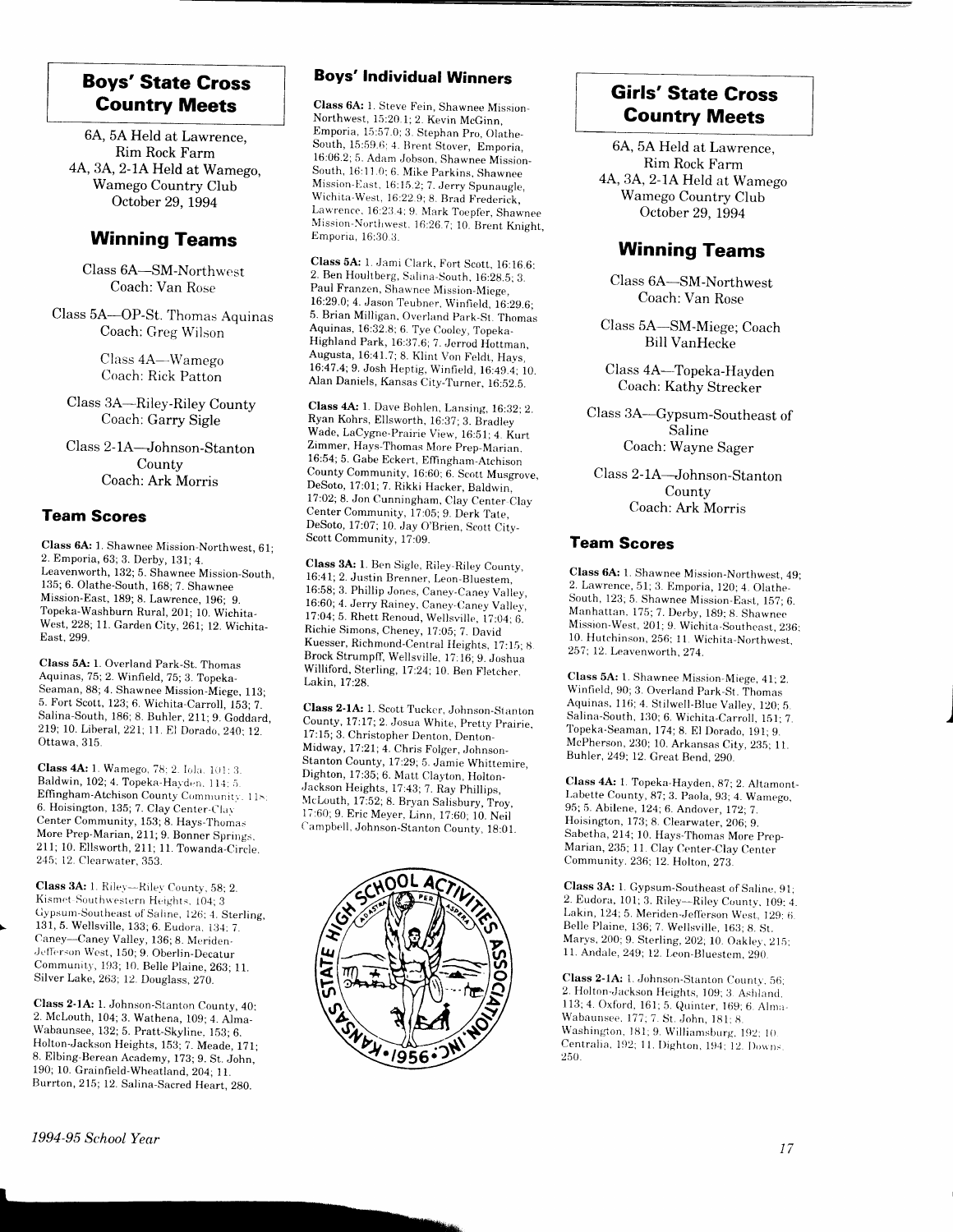## Boys' State Cross Country Meets

6A, 5A Held at Lawrence, Rim Rock Farm
4A, 3A, 2-1A Held at Wamego, Wamego Country Club
October 29, 1994

### Winning Teams

Class 6A—SM-Northwest
Coach: Van Rose

Class 5A—OP-St. Thomas Aquinas
Coach: Greg Wilson

Class 4A—Wamego
Coach: Rick Patton

Class 3A—Riley-Riley County
Coach: Garry Sigle

Class 2-1A—Johnson-Stanton County
Coach: Ark Morris

### Team Scores

**Class 6A:** 1. Shawnee Mission-Northwest, 61; 2. Emporia, 63; 3. Derby, 131; 4. Leavenworth, 132; 5. Shawnee Mission-South, 135; 6. Olathe-South, 168; 7. Shawnee Mission-East, 189; 8. Lawrence, 196; 9. Topeka-Washburn Rural, 201; 10. Wichita-West, 228; 11. Garden City, 261; 12. Wichita-East, 299.

**Class 5A:** 1. Overland Park-St. Thomas Aquinas, 75; 2. Winfield, 75; 3. Topeka-Seaman, 88; 4. Shawnee Mission-Miege, 113; 5. Fort Scott, 123; 6. Wichita-Carroll, 153; 7. Salina-South, 186; 8. Buhler, 211; 9. Goddard, 219; 10. Liberal, 221; 11. El Dorado, 240; 12. Ottawa, 315.

**Class 4A:** 1. Wamego, 78; 2. Iola, 101; 3. Baldwin, 102; 4. Topeka-Hayden, 114; 5. Effingham-Atchison County Community, 118; 6. Hoisington, 135; 7. Clay Center-Clay Center Community, 153; 8. Hays-Thomas More Prep-Marian, 211; 9. Bonner Springs, 211; 10. Ellsworth, 211; 11. Towanda-Circle, 245; 12. Clearwater, 353.

**Class 3A:** 1. Riley—Riley County, 58; 2. Kismet Southwestern Heights, 104; 3 Gypsum-Southeast of Saline, 126; 4. Sterling, 131, 5. Wellsville, 133; 6. Eudora, 134; 7. Caney—Caney Valley, 136; 8. Meriden-Jefferson West, 150; 9. Oberlin-Decatur Community, 193; 10. Belle Plaine, 263; 11. Silver Lake, 263; 12. Douglass, 270.

**Class 2-1A:** 1. Johnson-Stanton County, 40; 2. McLouth, 104; 3. Wathena, 109; 4. Alma-Wabaunsee, 132; 5. Pratt-Skyline, 153; 6. Holton-Jackson Heights, 153; 7. Meade, 171; 8. Elbing-Berean Academy, 173; 9. St. John, 190; 10. Grainfield-Wheatland, 204; 11. Burrton, 215; 12. Salina-Sacred Heart, 280.

### Boys' Individual Winners

**Class 6A:** 1. Steve Fein, Shawnee Mission-Northwest, 15:20.1; 2. Kevin McGinn, Emporia, 15:57.0; 3. Stephan Pro, Olathe-South, 15:59.6; 4. Brent Stover, Emporia, 16:06.2; 5. Adam Jobson, Shawnee Mission-South, 16:11.0; 6. Mike Parkins, Shawnee Mission-East, 16:15.2; 7. Jerry Spunaugle, Wichita-West, 16:22.9; 8. Brad Frederick, Lawrence, 16:23.4; 9. Mark Toepfer, Shawnee Mission-Northwest, 16:26.7; 10. Brent Knight, Emporia, 16:30.3.

**Class 5A:** 1. Jami Clark, Fort Scott, 16:16.6; 2. Ben Houltberg, Salina-South, 16:28.5; 3. Paul Franzen, Shawnee Mission-Miege, 16:29.0; 4. Jason Teubner, Winfield, 16:29.6; 5. Brian Milligan, Overland Park-St. Thomas Aquinas, 16:32.8; 6. Tye Cooley, Topeka-Highland Park, 16:37.6; 7. Jerrod Hottman, Augusta, 16:41.7; 8. Klint Von Feldt, Hays, 16:47.4; 9. Josh Heptig, Winfield, 16:49.4; 10. Alan Daniels, Kansas City-Turner, 16:52.5.

**Class 4A:** 1. Dave Bohlen, Lansing, 16:32; 2. Ryan Kohrs, Ellsworth, 16:37; 3. Bradley Wade, LaCygne-Prairie View, 16:51; 4. Kurt Zimmer, Hays-Thomas More Prep-Marian, 16:54; 5. Gabe Eckert, Effingham-Atchison County Community, 16:60; 6. Scott Musgrove, DeSoto, 17:01; 7. Rikki Hacker, Baldwin, 17:02; 8. Jon Cunningham, Clay Center-Clay Center Community, 17:05; 9. Derk Tate, DeSoto, 17:07; 10. Jay O'Brien, Scott City-Scott Community, 17:09.

**Class 3A:** 1. Ben Sigle, Riley-Riley County, 16:41; 2. Justin Brenner, Leon-Bluestem, 16:58; 3. Phillip Jones, Caney-Caney Valley, 16:60; 4. Jerry Rainey, Caney-Caney Valley, 17:04; 5. Rhett Renoud, Wellsville, 17:04; 6. Richie Simons, Cheney, 17:05; 7. David Kuesser, Richmond-Central Heights, 17:15; 8. Brock Strumpff, Wellsville, 17:16; 9. Joshua Williford, Sterling, 17:24; 10. Ben Fletcher, Lakin, 17:28.

**Class 2-1A:** 1. Scott Tucker, Johnson-Stanton County, 17:17; 2. Josua White, Pretty Prairie, 17:15; 3. Christopher Denton, Denton-Midway, 17:21; 4. Chris Folger, Johnson-Stanton County, 17:29; 5. Jamie Whittemire, Dighton, 17:35; 6. Matt Clayton, Holton-Jackson Heights, 17:43; 7. Ray Phillips, McLouth, 17:52; 8. Bryan Salisbury, Troy, 17:60; 9. Eric Meyer, Linn, 17:60; 10. Neil Campbell, Johnson-Stanton County, 18:01.

## Girls' State Cross Country Meets

6A, 5A Held at Lawrence, Rim Rock Farm
4A, 3A, 2-1A Held at Wamego, Wamego Country Club
October 29, 1994

### Winning Teams

Class 6A—SM-Northwest
Coach: Van Rose

Class 5A—SM-Miege; Coach Bill VanHecke

Class 4A—Topeka-Hayden
Coach: Kathy Strecker

Class 3A—Gypsum-Southeast of Saline
Coach: Wayne Sager

Class 2-1A—Johnson-Stanton County
Coach: Ark Morris

### Team Scores

**Class 6A:** 1. Shawnee Mission-Northwest, 49; 2. Lawrence, 51; 3. Emporia, 120; 4. Olathe-South, 123; 5. Shawnee Mission-East, 157; 6. Manhattan, 175; 7. Derby, 189; 8. Shawnee Mission-West, 201; 9. Wichita-Southeast, 236; 10. Hutchinson, 256; 11. Wichita-Northwest, 257; 12. Leavenworth, 274.

**Class 5A:** 1. Shawnee Mission-Miege, 41; 2. Winfield, 90; 3. Overland Park-St. Thomas Aquinas, 116; 4. Stilwell-Blue Valley, 120; 5. Salina-South, 130; 6. Wichita-Carroll, 151; 7. Topeka-Seaman, 174; 8. El Dorado, 191; 9. McPherson, 230; 10. Arkansas City, 235; 11. Buhler, 249; 12. Great Bend, 290.

**Class 4A:** 1. Topeka-Hayden, 87; 2. Altamont-Labette County, 87; 3. Paola, 93; 4. Wamego, 95; 5. Abilene, 124; 6. Andover, 172; 7. Hoisington, 173; 8. Clearwater, 206; 9. Sabetha, 214; 10. Hays-Thomas More Prep-Marian, 235; 11. Clay Center-Clay Center Community, 236; 12. Holton, 273.

**Class 3A:** 1. Gypsum-Southeast of Saline, 91; 2. Eudora, 101; 3. Riley—Riley County, 109; 4. Lakin, 124; 5. Meriden-Jefferson West, 129; 6. Belle Plaine, 136; 7. Wellsville, 163; 8. St. Marys, 200; 9. Sterling, 202; 10. Oakley, 215; 11. Andale, 249; 12. Leon-Bluestem, 290.

**Class 2-1A:** 1. Johnson-Stanton County, 56; 2. Holton-Jackson Heights, 109; 3. Ashland, 113; 4. Oxford, 161; 5. Quinter, 169; 6. Alma-Wabaunsee, 177; 7. St. John, 181; 8. Washington, 181; 9. Williamsburg, 192; 10. Centralia, 192; 11. Dighton, 194; 12. Downs, 250.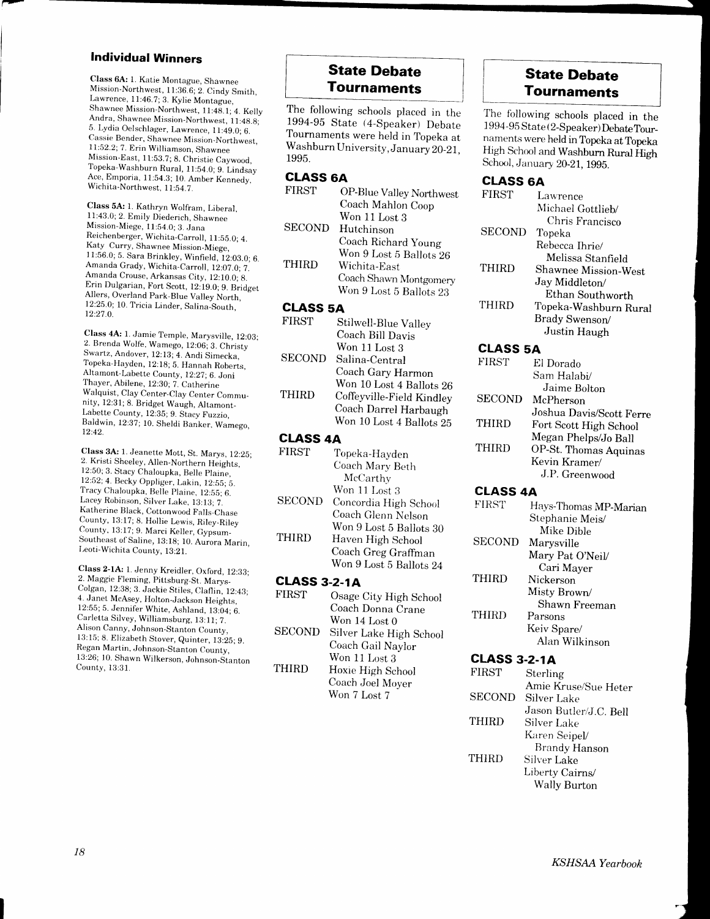## Individual Winners

**Class 6A:** 1. Katie Montague, Shawnee Mission-Northwest, 11:36.6; 2. Cindy Smith, Lawrence, 11:46.7; 3. Kylie Montague, Shawnee Mission-Northwest, 11:48.1; 4. Kelly Andra, Shawnee Mission-Northwest, 11:48.8; 5. Lydia Oelschlager, Lawrence, 11:49.0; 6. Cassie Bender, Shawnee Mission-Northwest, 11:52.2; 7. Erin Williamson, Shawnee Mission-East, 11:53.7; 8. Christie Caywood, Topeka-Washburn Rural, 11:54.0; 9. Lindsay Ace, Emporia, 11:54.3; 10. Amber Kennedy, Wichita-Northwest, 11:54.7.

**Class 5A:** 1. Kathryn Wolfram, Liberal, 11:43.0; 2. Emily Diederich, Shawnee Mission-Miege, 11:54.0; 3. Jana Reichenberger, Wichita-Carroll, 11:55.0; 4. Katy Curry, Shawnee Mission-Miege, 11:56.0; 5. Sara Brinkley, Winfield, 12:03.0; 6. Amanda Grady, Wichita-Carroll, 12:07.0; 7. Amanda Crouse, Arkansas City, 12:10.0; 8. Erin Dulgarian, Fort Scott, 12:19.0; 9. Bridget Allers, Overland Park-Blue Valley North, 12:25.0; 10. Tricia Linder, Salina-South, 12:27.0.

**Class 4A:** 1. Jamie Temple, Marysville, 12:03; 2. Brenda Wolfe, Wamego, 12:06; 3. Christy Swartz, Andover, 12:13; 4. Andi Simecka, Topeka-Hayden, 12:18; 5. Hannah Roberts, Altamont-Labette County, 12:27; 6. Joni Thayer, Abilene, 12:30; 7. Catherine Walquist, Clay Center-Clay Center Community, 12:31; 8. Bridget Waugh, Altamont-Labette County, 12:35; 9. Stacy Fuzzio, Baldwin, 12:37; 10. Sheldi Banker, Wamego, 12:42.

**Class 3A:** 1. Jeanette Mott, St. Marys, 12:25; 2. Kristi Sheeley, Allen-Northern Heights, 12:50; 3. Stacy Chaloupka, Belle Plaine, 12:52; 4. Becky Oppliger, Lakin, 12:55; 5. Tracy Chaloupka, Belle Plaine, 12:55; 6. Lacey Robinson, Silver Lake, 13:13; 7. Katherine Black, Cottonwood Falls-Chase County, 13:17; 8. Hollie Lewis, Riley-Riley County, 13:17; 9. Marci Keller, Gypsum-Southeast of Saline, 13:18; 10. Aurora Marin, Leoti-Wichita County, 13:21.

**Class 2-1A:** 1. Jenny Kreidler, Oxford, 12:33; 2. Maggie Fleming, Pittsburg-St. Marys-Colgan, 12:38; 3. Jackie Stiles, Claflin, 12:43; 4. Janet McAsey, Holton-Jackson Heights, 12:55; 5. Jennifer White, Ashland, 13:04; 6. Carletta Silvey, Williamsburg, 13:11; 7. Alison Canny, Johnson-Stanton County, 13:15; 8. Elizabeth Stover, Quinter, 13:25; 9. Regan Martin, Johnson-Stanton County, 13:26; 10. Shawn Wilkerson, Johnson-Stanton County, 13:31.

## State Debate Tournaments

The following schools placed in the 1994-95 State (4-Speaker) Debate Tournaments were held in Topeka at Washburn University, January 20-21, 1995.

### CLASS 6A

| | |
|---|---|
| FIRST | OP-Blue Valley Northwest<br>Coach Mahlon Coop<br>Won 11 Lost 3 |
| SECOND | Hutchinson<br>Coach Richard Young<br>Won 9 Lost 5 Ballots 26 |
| THIRD | Wichita-East<br>Coach Shawn Montgomery<br>Won 9 Lost 5 Ballots 23 |

### CLASS 5A

| | |
|---|---|
| FIRST | Stilwell-Blue Valley<br>Coach Bill Davis<br>Won 11 Lost 3 |
| SECOND | Salina-Central<br>Coach Gary Harmon<br>Won 10 Lost 4 Ballots 26 |
| THIRD | Coffeyville-Field Kindley<br>Coach Darrel Harbaugh<br>Won 10 Lost 4 Ballots 25 |

### CLASS 4A

| | |
|---|---|
| FIRST | Topeka-Hayden<br>Coach Mary Beth McCarthy<br>Won 11 Lost 3 |
| SECOND | Concordia High School<br>Coach Glenn Nelson<br>Won 9 Lost 5 Ballots 30 |
| THIRD | Haven High School<br>Coach Greg Graffman<br>Won 9 Lost 5 Ballots 24 |

### CLASS 3-2-1A

| | |
|---|---|
| FIRST | Osage City High School<br>Coach Donna Crane<br>Won 14 Lost 0 |
| SECOND | Silver Lake High School<br>Coach Gail Naylor<br>Won 11 Lost 3 |
| THIRD | Hoxie High School<br>Coach Joel Moyer<br>Won 7 Lost 7 |

## State Debate Tournaments

The following schools placed in the 1994-95 State (2-Speaker) Debate Tournaments were held in Topeka at Topeka High School and Washburn Rural High School, January 20-21, 1995.

### CLASS 6A

| | |
|---|---|
| FIRST | Lawrence<br>Michael Gottlieb/ Chris Francisco |
| SECOND | Topeka<br>Rebecca Ihrie/ Melissa Stanfield |
| THIRD | Shawnee Mission-West<br>Jay Middleton/ Ethan Southworth |
| THIRD | Topeka-Washburn Rural<br>Brady Swenson/ Justin Haugh |

### CLASS 5A

| | |
|---|---|
| FIRST | El Dorado<br>Sam Halabi/ Jaime Bolton |
| SECOND | McPherson<br>Joshua Davis/Scott Ferre |
| THIRD | Fort Scott High School<br>Megan Phelps/Jo Ball |
| THIRD | OP-St. Thomas Aquinas<br>Kevin Kramer/ J.P. Greenwood |

### CLASS 4A

| | |
|---|---|
| FIRST | Hays-Thomas MP-Marian<br>Stephanie Meis/ Mike Dible |
| SECOND | Marysville<br>Mary Pat O'Neil/ Cari Mayer |
| THIRD | Nickerson<br>Misty Brown/ Shawn Freeman |
| THIRD | Parsons<br>Keiv Spare/ Alan Wilkinson |

### CLASS 3-2-1A

| | |
|---|---|
| FIRST | Sterling<br>Amie Kruse/Sue Heter |
| SECOND | Silver Lake<br>Jason Butler/J.C. Bell |
| THIRD | Silver Lake<br>Karen Seipel/ Brandy Hanson |
| THIRD | Silver Lake<br>Liberty Cairns/ Wally Burton |